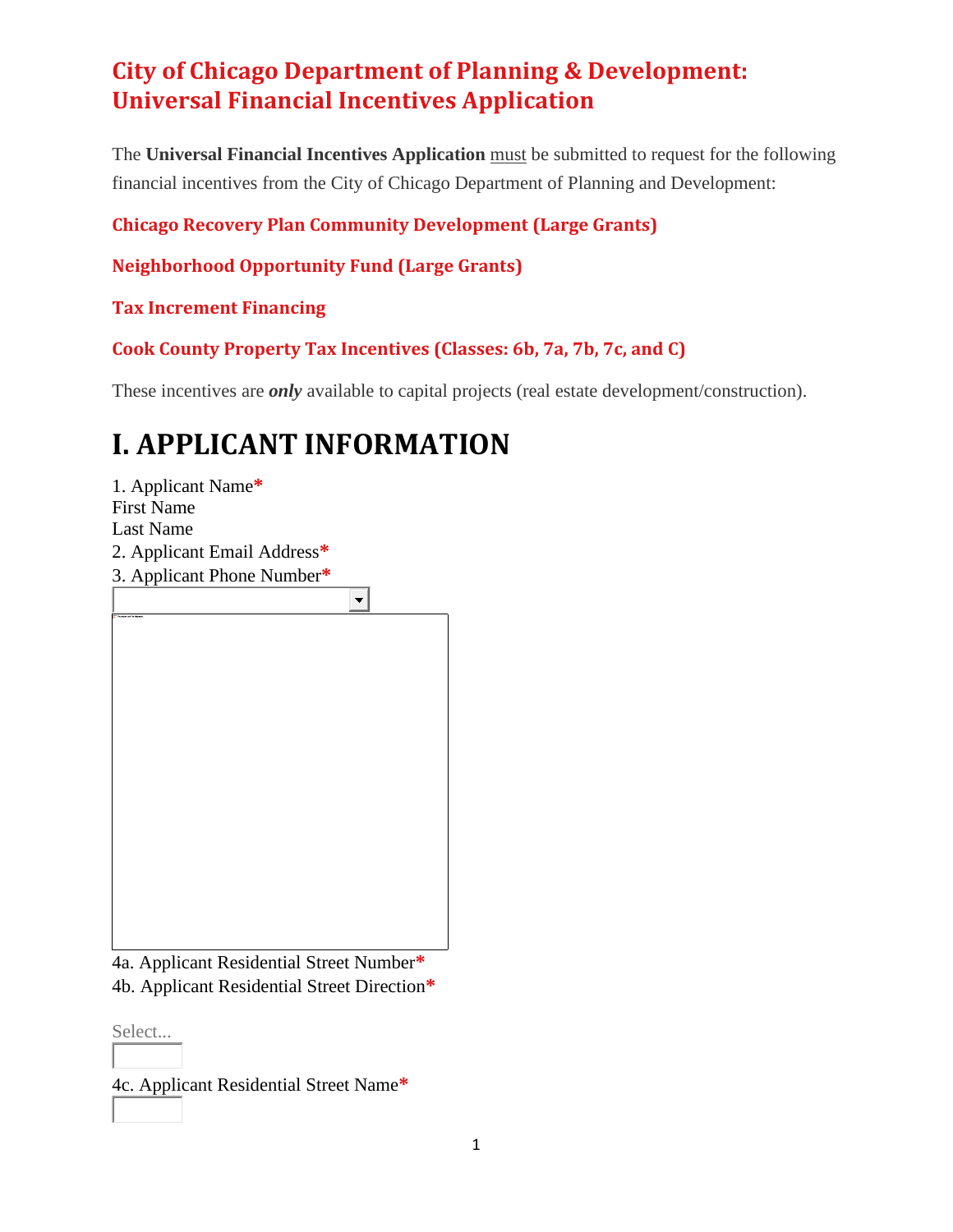# City of Chicago Department of Planning & Development: Universal Financial Incentives Application

The **Universal Financial Incentives Application** must be submitted to request for the following financial incentives from the City of Chicago Department of Planning and Development:

**Chicago Recovery Plan Community Development (Large Grants)**

**Neighborhood Opportunity Fund (Large Grants)**

**Tax Increment Financing**

**Cook County Property Tax Incentives (Classes: 6b, 7a, 7b, 7c, and C)**

These incentives are ***only*** available to capital projects (real estate development/construction).

# I. APPLICANT INFORMATION

1. Applicant Name*
First Name
Last Name
2. Applicant Email Address*
3. Applicant Phone Number*

4a. Applicant Residential Street Number*
4b. Applicant Residential Street Direction*

Select...

4c. Applicant Residential Street Name*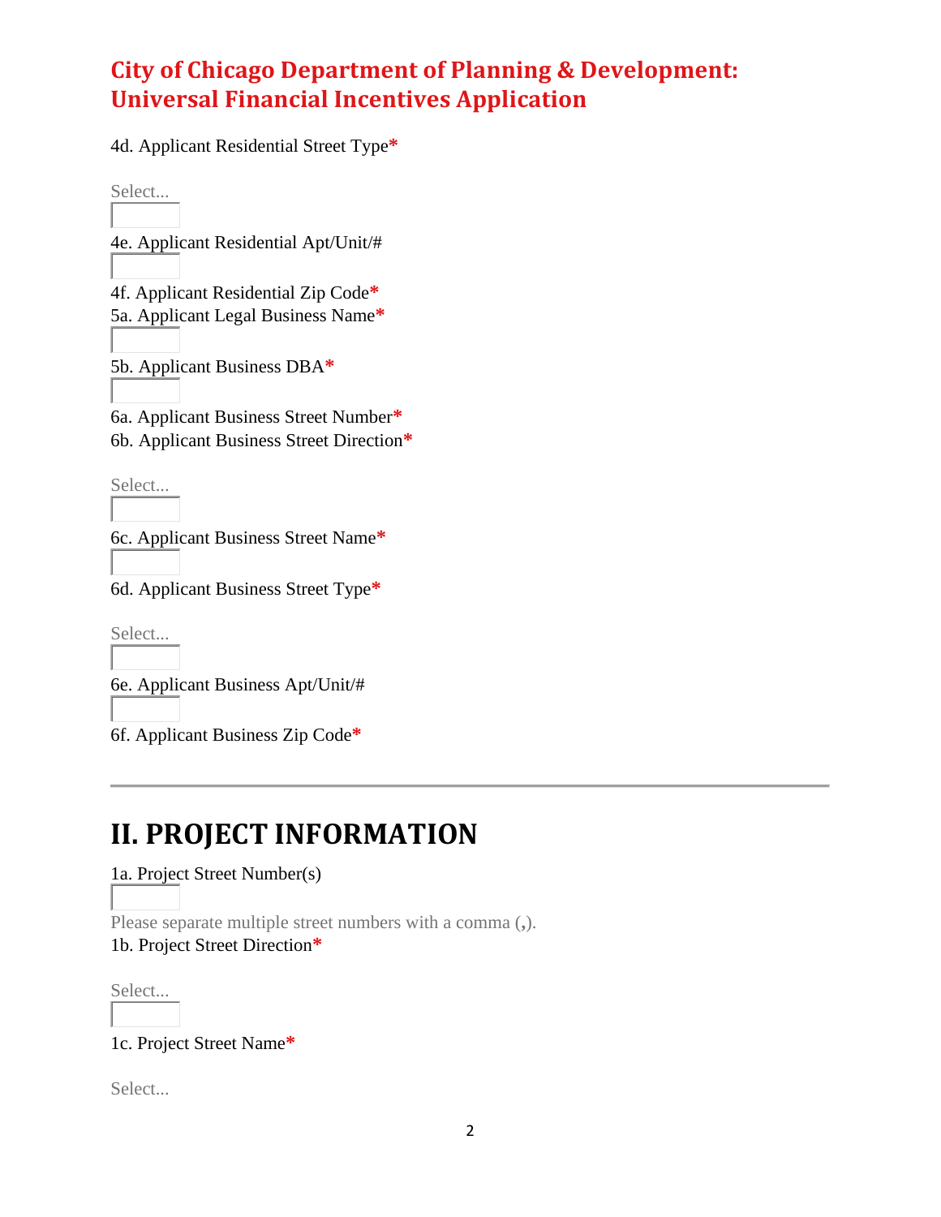## City of Chicago Department of Planning & Development: Universal Financial Incentives Application

4d. Applicant Residential Street Type*

Select...

4e. Applicant Residential Apt/Unit/#

4f. Applicant Residential Zip Code*

5a. Applicant Legal Business Name*

5b. Applicant Business DBA*

6a. Applicant Business Street Number*

6b. Applicant Business Street Direction*

Select...

6c. Applicant Business Street Name*

6d. Applicant Business Street Type*

Select...

6e. Applicant Business Apt/Unit/#

6f. Applicant Business Zip Code*

---

# II. PROJECT INFORMATION

1a. Project Street Number(s)

Please separate multiple street numbers with a comma (,).

1b. Project Street Direction*

Select...

1c. Project Street Name*

Select...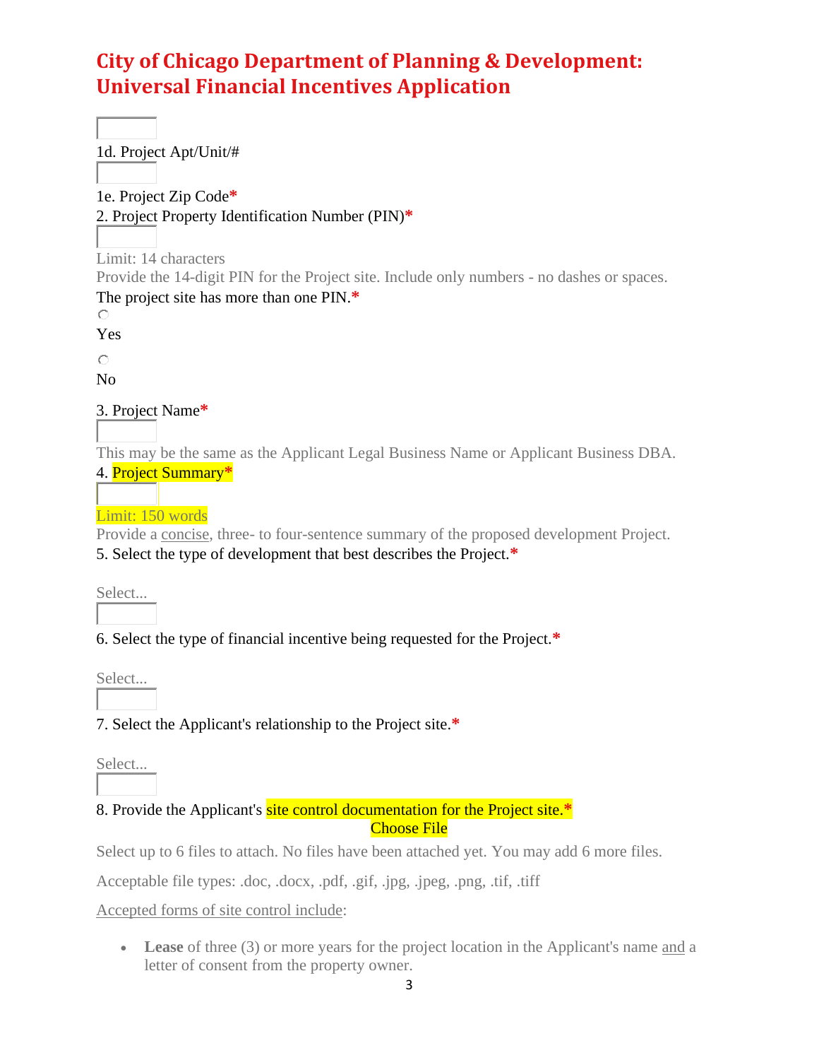# City of Chicago Department of Planning & Development: Universal Financial Incentives Application

1d. Project Apt/Unit/#

1e. Project Zip Code*

2. Project Property Identification Number (PIN)*

Limit: 14 characters

Provide the 14-digit PIN for the Project site. Include only numbers - no dashes or spaces.

The project site has more than one PIN.*

Yes

No

3. Project Name*

This may be the same as the Applicant Legal Business Name or Applicant Business DBA.

4. Project Summary*

Limit: 150 words

Provide a concise, three- to four-sentence summary of the proposed development Project.

5. Select the type of development that best describes the Project.*

Select...

6. Select the type of financial incentive being requested for the Project.*

Select...

7. Select the Applicant's relationship to the Project site.*

Select...

8. Provide the Applicant's site control documentation for the Project site.*

Choose File

Select up to 6 files to attach. No files have been attached yet. You may add 6 more files.

Acceptable file types: .doc, .docx, .pdf, .gif, .jpg, .jpeg, .png, .tif, .tiff

Accepted forms of site control include:

- **Lease** of three (3) or more years for the project location in the Applicant's name and a letter of consent from the property owner.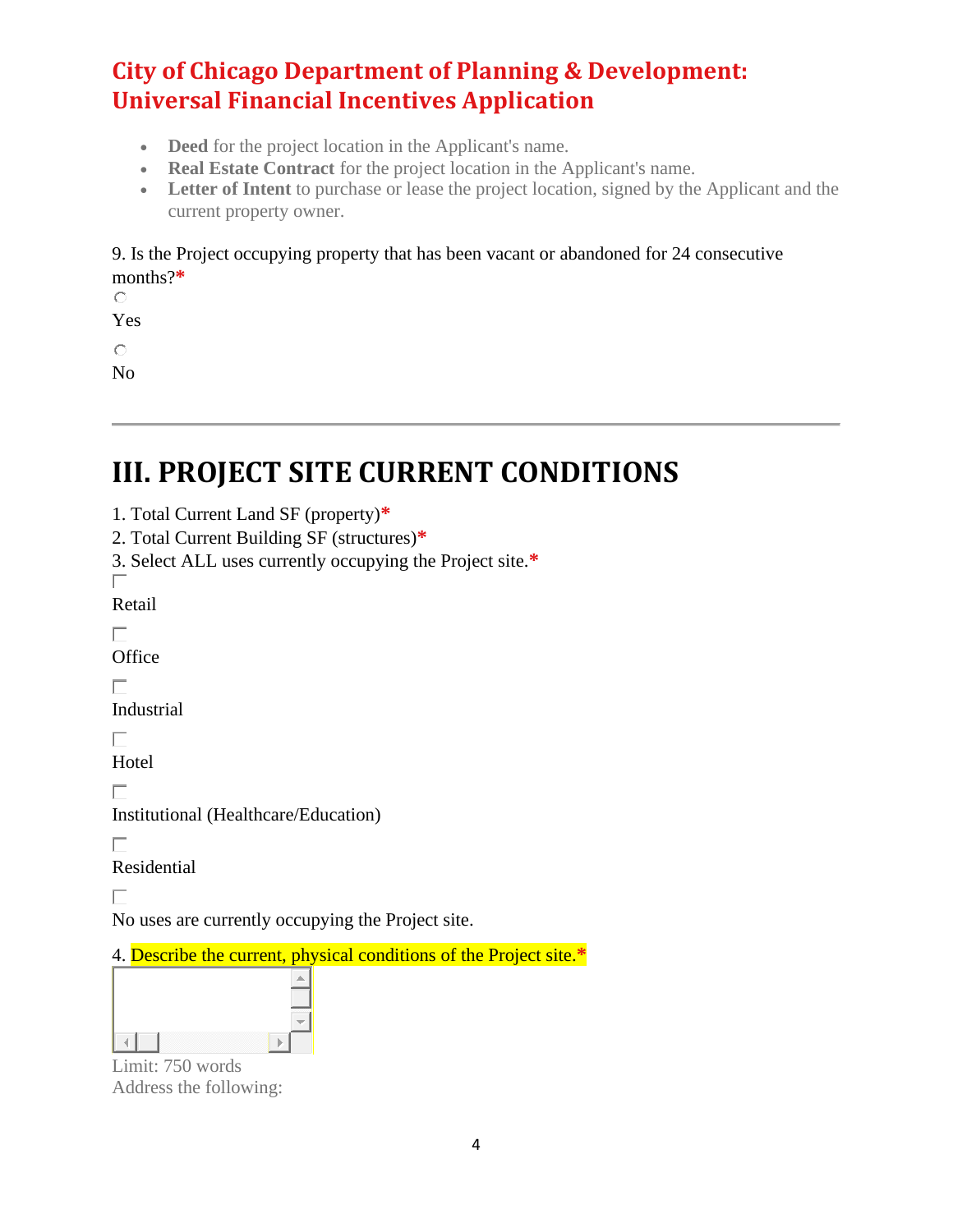## City of Chicago Department of Planning & Development: Universal Financial Incentives Application

- **Deed** for the project location in the Applicant's name.
- **Real Estate Contract** for the project location in the Applicant's name.
- **Letter of Intent** to purchase or lease the project location, signed by the Applicant and the current property owner.

9. Is the Project occupying property that has been vacant or abandoned for 24 consecutive months?*

Yes

No

---

# III. PROJECT SITE CURRENT CONDITIONS

1. Total Current Land SF (property)*
2. Total Current Building SF (structures)*
3. Select ALL uses currently occupying the Project site.*

Retail

Office

Industrial

Hotel

Institutional (Healthcare/Education)

Residential

No uses are currently occupying the Project site.

4. Describe the current, physical conditions of the Project site.*

Limit: 750 words
Address the following: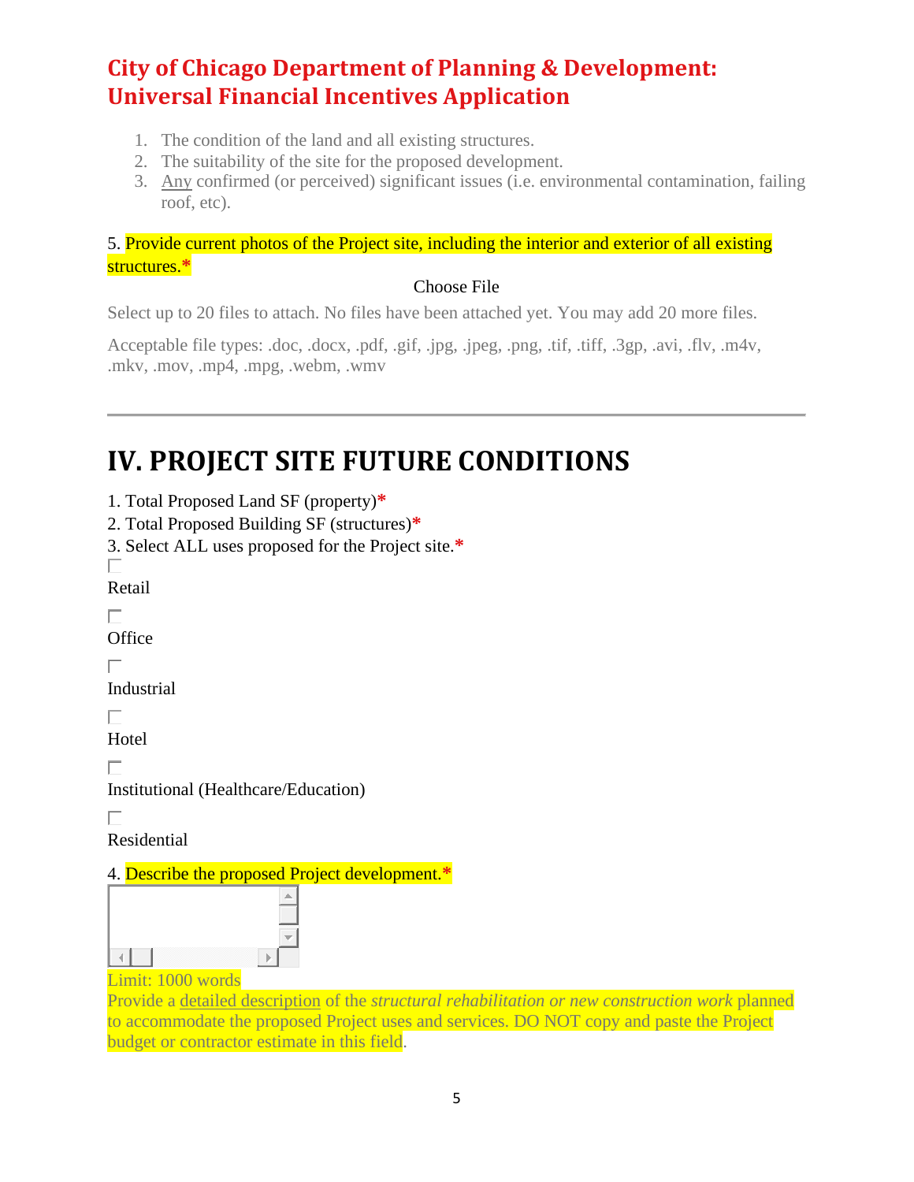## City of Chicago Department of Planning & Development: Universal Financial Incentives Application

1. The condition of the land and all existing structures.
2. The suitability of the site for the proposed development.
3. Any confirmed (or perceived) significant issues (i.e. environmental contamination, failing roof, etc).

5. Provide current photos of the Project site, including the interior and exterior of all existing structures.*

Choose File

Select up to 20 files to attach. No files have been attached yet. You may add 20 more files.

Acceptable file types: .doc, .docx, .pdf, .gif, .jpg, .jpeg, .png, .tif, .tiff, .3gp, .avi, .flv, .m4v, .mkv, .mov, .mp4, .mpg, .webm, .wmv

---

# IV. PROJECT SITE FUTURE CONDITIONS

1. Total Proposed Land SF (property)*
2. Total Proposed Building SF (structures)*
3. Select ALL uses proposed for the Project site.*

- [ ] Retail
- [ ] Office
- [ ] Industrial
- [ ] Hotel
- [ ] Institutional (Healthcare/Education)
- [ ] Residential

4. Describe the proposed Project development.*

Limit: 1000 words

Provide a detailed description of the *structural rehabilitation or new construction work* planned to accommodate the proposed Project uses and services. DO NOT copy and paste the Project budget or contractor estimate in this field.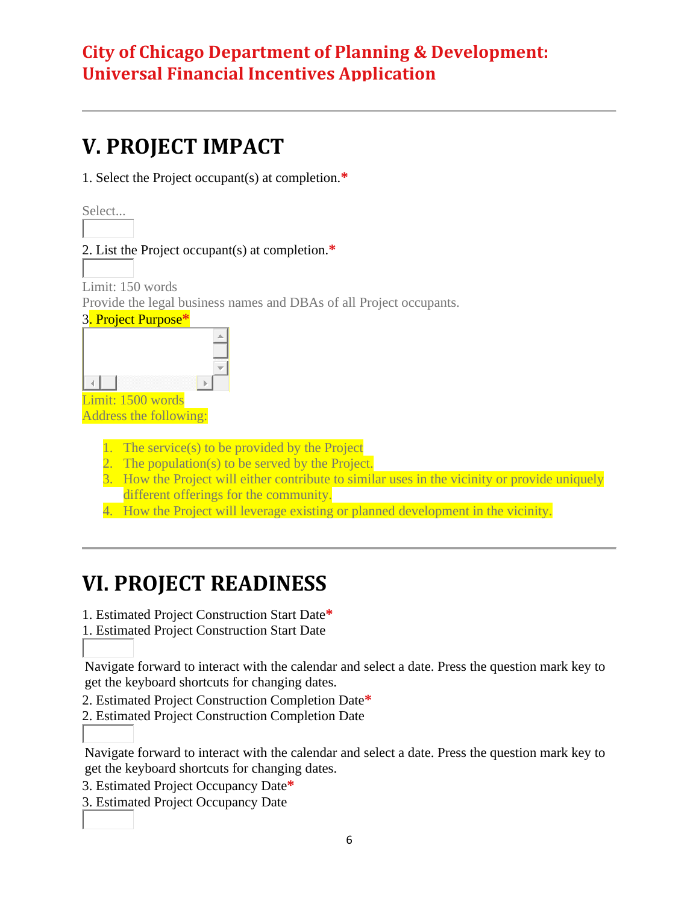# City of Chicago Department of Planning & Development: Universal Financial Incentives Application

## V. PROJECT IMPACT

1. Select the Project occupant(s) at completion.*

Select...

2. List the Project occupant(s) at completion.*

Limit: 150 words

Provide the legal business names and DBAs of all Project occupants.

3. Project Purpose*

Limit: 1500 words

Address the following:

1. The service(s) to be provided by the Project
2. The population(s) to be served by the Project.
3. How the Project will either contribute to similar uses in the vicinity or provide uniquely different offerings for the community.
4. How the Project will leverage existing or planned development in the vicinity.

## VI. PROJECT READINESS

1. Estimated Project Construction Start Date*

1. Estimated Project Construction Start Date

Navigate forward to interact with the calendar and select a date. Press the question mark key to get the keyboard shortcuts for changing dates.

2. Estimated Project Construction Completion Date*

2. Estimated Project Construction Completion Date

Navigate forward to interact with the calendar and select a date. Press the question mark key to get the keyboard shortcuts for changing dates.

3. Estimated Project Occupancy Date*

3. Estimated Project Occupancy Date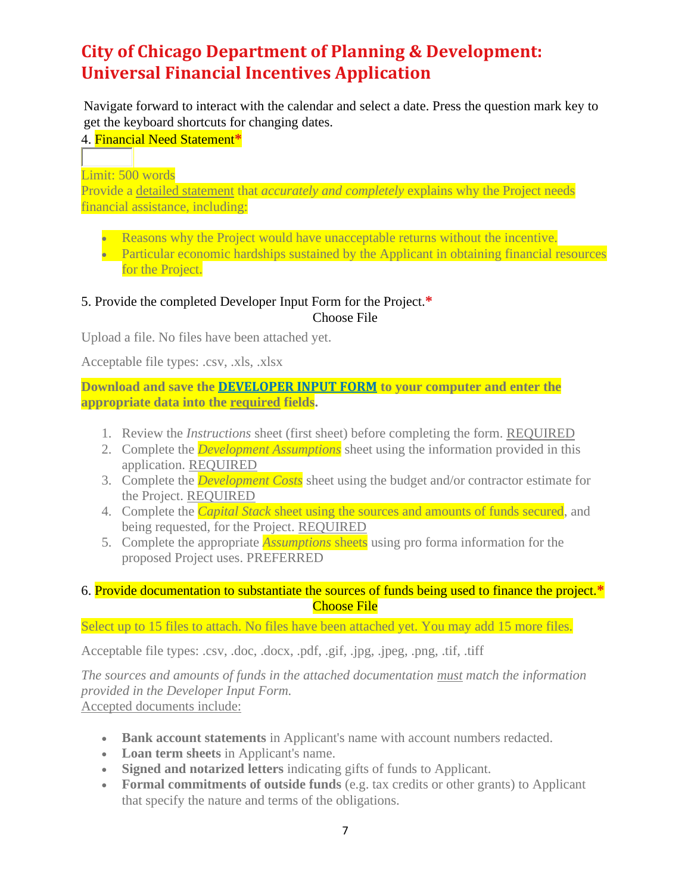# City of Chicago Department of Planning & Development: Universal Financial Incentives Application

Navigate forward to interact with the calendar and select a date. Press the question mark key to get the keyboard shortcuts for changing dates.

4. Financial Need Statement*

Limit: 500 words

Provide a detailed statement that *accurately and completely* explains why the Project needs financial assistance, including:

- Reasons why the Project would have unacceptable returns without the incentive.
- Particular economic hardships sustained by the Applicant in obtaining financial resources for the Project.

5. Provide the completed Developer Input Form for the Project.*

Choose File

Upload a file. No files have been attached yet.

Acceptable file types: .csv, .xls, .xlsx

**Download and save the DEVELOPER INPUT FORM to your computer and enter the appropriate data into the required fields.**

1. Review the *Instructions* sheet (first sheet) before completing the form. REQUIRED
2. Complete the *Development Assumptions* sheet using the information provided in this application. REQUIRED
3. Complete the *Development Costs* sheet using the budget and/or contractor estimate for the Project. REQUIRED
4. Complete the *Capital Stack* sheet using the sources and amounts of funds secured, and being requested, for the Project. REQUIRED
5. Complete the appropriate *Assumptions* sheets using pro forma information for the proposed Project uses. PREFERRED

6. Provide documentation to substantiate the sources of funds being used to finance the project.*

Choose File

Select up to 15 files to attach. No files have been attached yet. You may add 15 more files.

Acceptable file types: .csv, .doc, .docx, .pdf, .gif, .jpg, .jpeg, .png, .tif, .tiff

*The sources and amounts of funds in the attached documentation must match the information provided in the Developer Input Form.*

Accepted documents include:

- **Bank account statements** in Applicant's name with account numbers redacted.
- **Loan term sheets** in Applicant's name.
- **Signed and notarized letters** indicating gifts of funds to Applicant.
- **Formal commitments of outside funds** (e.g. tax credits or other grants) to Applicant that specify the nature and terms of the obligations.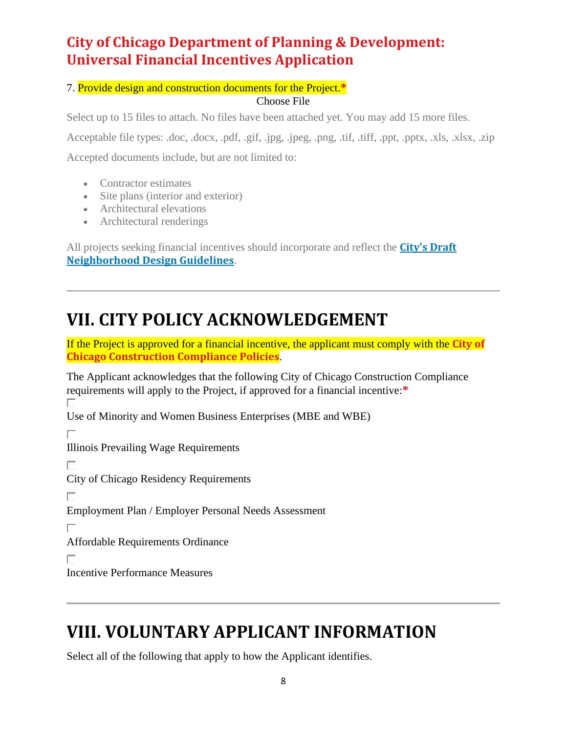# City of Chicago Department of Planning & Development: Universal Financial Incentives Application

7. Provide design and construction documents for the Project.*

Choose File

Select up to 15 files to attach. No files have been attached yet. You may add 15 more files.

Acceptable file types: .doc, .docx, .pdf, .gif, .jpg, .jpeg, .png, .tif, .tiff, .ppt, .pptx, .xls, .xlsx, .zip

Accepted documents include, but are not limited to:

- Contractor estimates
- Site plans (interior and exterior)
- Architectural elevations
- Architectural renderings

All projects seeking financial incentives should incorporate and reflect the **City's Draft Neighborhood Design Guidelines**.

---

## VII. CITY POLICY ACKNOWLEDGEMENT

If the Project is approved for a financial incentive, the applicant must comply with the **City of Chicago Construction Compliance Policies**.

The Applicant acknowledges that the following City of Chicago Construction Compliance requirements will apply to the Project, if approved for a financial incentive:*

- [ ] Use of Minority and Women Business Enterprises (MBE and WBE)
- [ ] Illinois Prevailing Wage Requirements
- [ ] City of Chicago Residency Requirements
- [ ] Employment Plan / Employer Personal Needs Assessment
- [ ] Affordable Requirements Ordinance
- [ ] Incentive Performance Measures

---

## VIII. VOLUNTARY APPLICANT INFORMATION

Select all of the following that apply to how the Applicant identifies.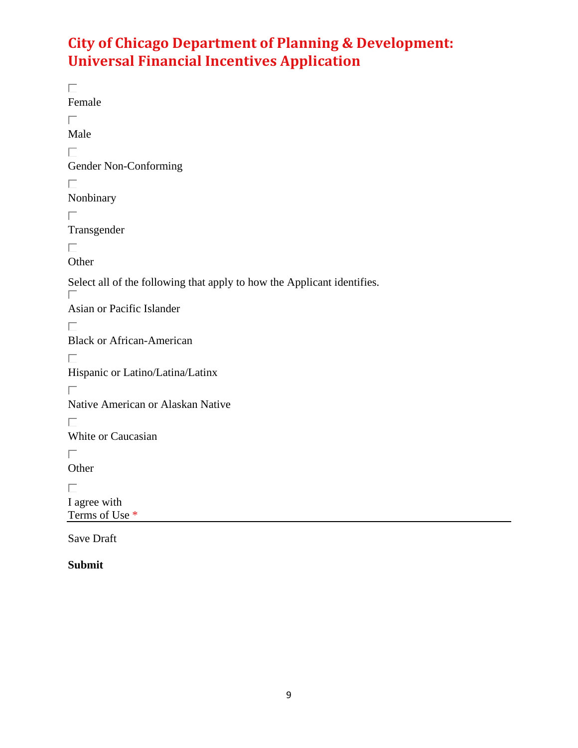# City of Chicago Department of Planning & Development: Universal Financial Incentives Application

- [ ] Female
- [ ] Male
- [ ] Gender Non-Conforming
- [ ] Nonbinary
- [ ] Transgender
- [ ] Other

Select all of the following that apply to how the Applicant identifies.

- [ ] Asian or Pacific Islander
- [ ] Black or African-American
- [ ] Hispanic or Latino/Latina/Latinx
- [ ] Native American or Alaskan Native
- [ ] White or Caucasian
- [ ] Other

- [ ] I agree with Terms of Use *

---

Save Draft

**Submit**